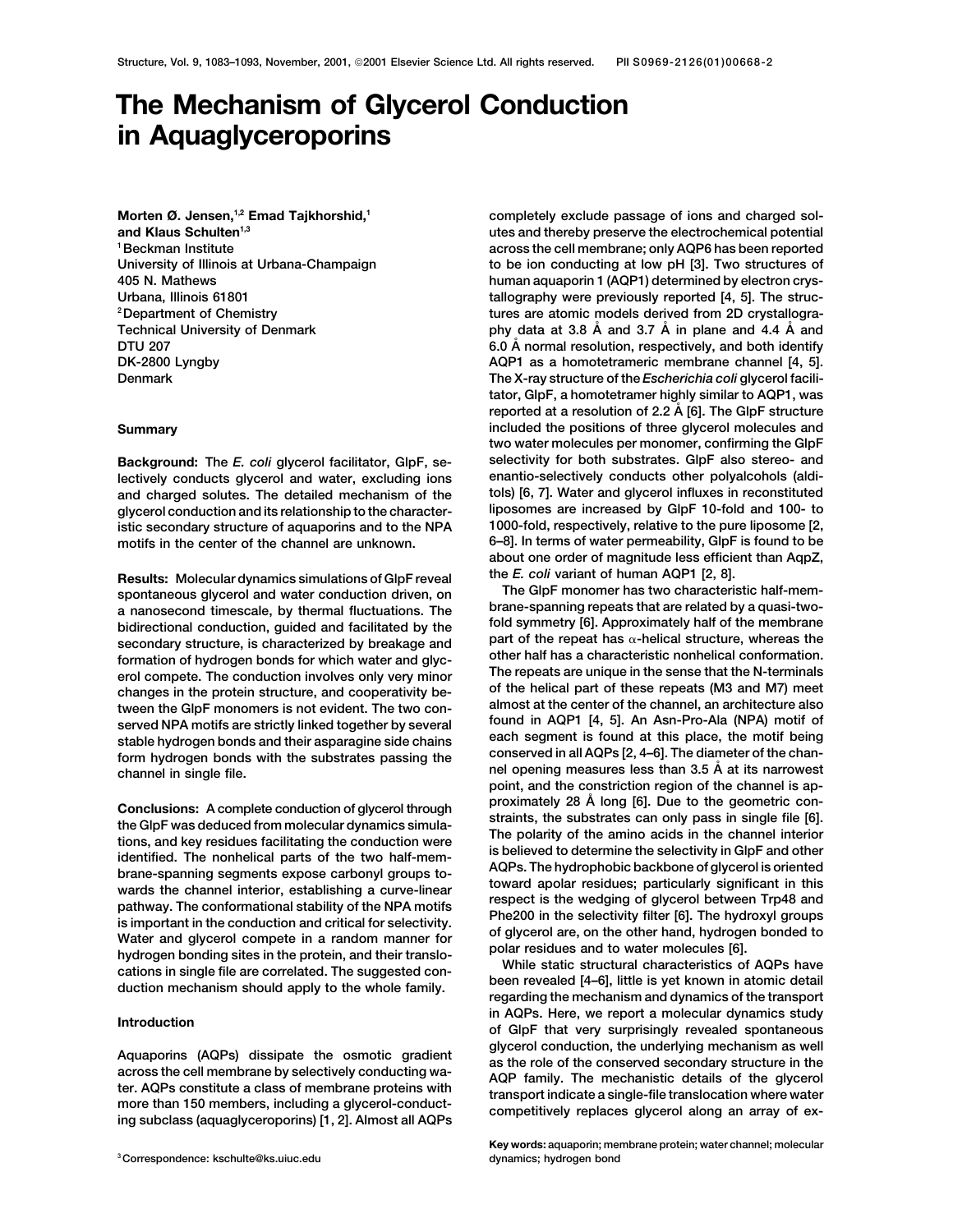# The Mechanism of Glycerol Conduction in Aquaglyceroporins

**Morten Ø. Jensen,[1,2] Emad Tajkhorshid,[1] and Klaus Schulten[1,3]**
[1] Beckman Institute
University of Illinois at Urbana-Champaign
405 N. Mathews
Urbana, Illinois 61801
[2] Department of Chemistry
Technical University of Denmark
DTU 207
DK-2800 Lyngby
Denmark

## Summary

**Background:** The *E. coli* glycerol facilitator, GlpF, selectively conducts glycerol and water, excluding ions and charged solutes. The detailed mechanism of the glycerol conduction and its relationship to the characteristic secondary structure of aquaporins and to the NPA motifs in the center of the channel are unknown.

**Results:** Molecular dynamics simulations of GlpF reveal spontaneous glycerol and water conduction driven, on a nanosecond timescale, by thermal fluctuations. The bidirectional conduction, guided and facilitated by the secondary structure, is characterized by breakage and formation of hydrogen bonds for which water and glycerol compete. The conduction involves only very minor changes in the protein structure, and cooperativity between the GlpF monomers is not evident. The two conserved NPA motifs are strictly linked together by several stable hydrogen bonds and their asparagine side chains form hydrogen bonds with the substrates passing the channel in single file.

**Conclusions:** A complete conduction of glycerol through the GlpF was deduced from molecular dynamics simulations, and key residues facilitating the conduction were identified. The nonhelical parts of the two half-membrane-spanning segments expose carbonyl groups towards the channel interior, establishing a curve-linear pathway. The conformational stability of the NPA motifs is important in the conduction and critical for selectivity. Water and glycerol compete in a random manner for hydrogen bonding sites in the protein, and their translocations in single file are correlated. The suggested conduction mechanism should apply to the whole family.

## Introduction

Aquaporins (AQPs) dissipate the osmotic gradient across the cell membrane by selectively conducting water. AQPs constitute a class of membrane proteins with more than 150 members, including a glycerol-conducting subclass (aquaglyceroporins) [1, 2]. Almost all AQPs completely exclude passage of ions and charged solutes and thereby preserve the electrochemical potential across the cell membrane; only AQP6 has been reported to be ion conducting at low pH [3]. Two structures of human aquaporin 1 (AQP1) determined by electron crystallography were previously reported [4, 5]. The structures are atomic models derived from 2D crystallography data at 3.8 Å and 3.7 Å in plane and 4.4 Å and 6.0 Å normal resolution, respectively, and both identify AQP1 as a homotetrameric membrane channel [4, 5]. The X-ray structure of the *Escherichia coli* glycerol facilitator, GlpF, a homotetramer highly similar to AQP1, was reported at a resolution of 2.2 Å [6]. The GlpF structure included the positions of three glycerol molecules and two water molecules per monomer, confirming the GlpF selectivity for both substrates. GlpF also stereo- and enantio-selectively conducts other polyalcohols (alditols) [6, 7]. Water and glycerol influxes in reconstituted liposomes are increased by GlpF 10-fold and 100- to 1000-fold, respectively, relative to the pure liposome [2, 6–8]. In terms of water permeability, GlpF is found to be about one order of magnitude less efficient than AqpZ, the *E. coli* variant of human AQP1 [2, 8].

The GlpF monomer has two characteristic half-membrane-spanning repeats that are related by a quasi-two-fold symmetry [6]. Approximately half of the membrane part of the repeat has α-helical structure, whereas the other half has a characteristic nonhelical conformation. The repeats are unique in the sense that the N-terminals of the helical part of these repeats (M3 and M7) meet almost at the center of the channel, an architecture also found in AQP1 [4, 5]. An Asn-Pro-Ala (NPA) motif of each segment is found at this place, the motif being conserved in all AQPs [2, 4–6]. The diameter of the channel opening measures less than 3.5 Å at its narrowest point, and the constriction region of the channel is approximately 28 Å long [6]. Due to the geometric constraints, the substrates can only pass in single file [6]. The polarity of the amino acids in the channel interior is believed to determine the selectivity in GlpF and other AQPs. The hydrophobic backbone of glycerol is oriented toward apolar residues; particularly significant in this respect is the wedging of glycerol between Trp48 and Phe200 in the selectivity filter [6]. The hydroxyl groups of glycerol are, on the other hand, hydrogen bonded to polar residues and to water molecules [6].

While static structural characteristics of AQPs have been revealed [4–6], little is yet known in atomic detail regarding the mechanism and dynamics of the transport in AQPs. Here, we report a molecular dynamics study of GlpF that very surprisingly revealed spontaneous glycerol conduction, the underlying mechanism as well as the role of the conserved secondary structure in the AQP family. The mechanistic details of the glycerol transport indicate a single-file translocation where water competitively replaces glycerol along an array of ex-

[3] Correspondence: kschulte@ks.uiuc.edu

**Key words:** aquaporin; membrane protein; water channel; molecular dynamics; hydrogen bond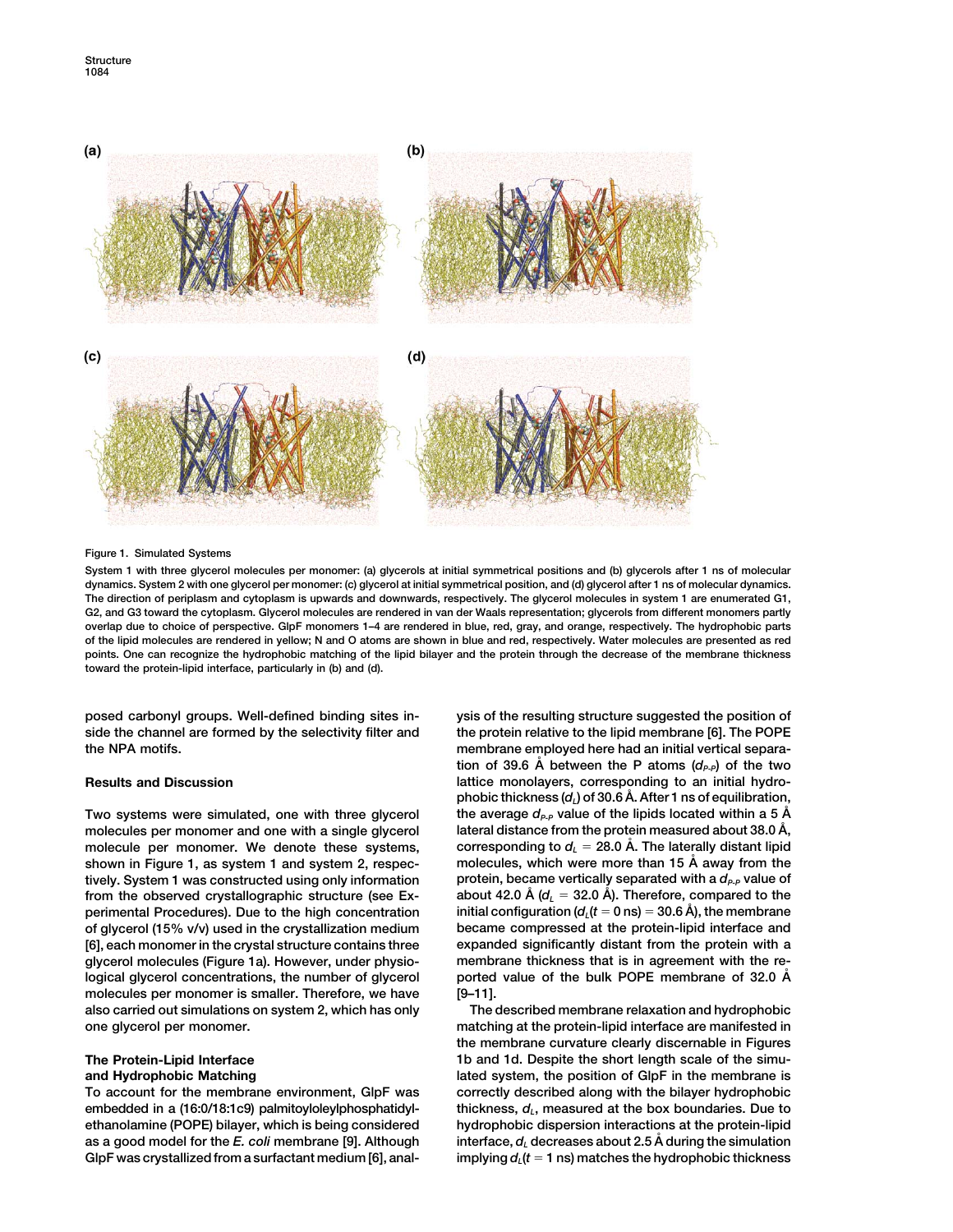Figure 1. Simulated Systems

System 1 with three glycerol molecules per monomer: (a) glycerols at initial symmetrical positions and (b) glycerols after 1 ns of molecular dynamics. System 2 with one glycerol per monomer: (c) glycerol at initial symmetrical position, and (d) glycerol after 1 ns of molecular dynamics. The direction of periplasm and cytoplasm is upwards and downwards, respectively. The glycerol molecules in system 1 are enumerated G1, G2, and G3 toward the cytoplasm. Glycerol molecules are rendered in van der Waals representation; glycerols from different monomers partly overlap due to choice of perspective. GlpF monomers 1–4 are rendered in blue, red, gray, and orange, respectively. The hydrophobic parts of the lipid molecules are rendered in yellow; N and O atoms are shown in blue and red, respectively. Water molecules are presented as red points. One can recognize the hydrophobic matching of the lipid bilayer and the protein through the decrease of the membrane thickness toward the protein-lipid interface, particularly in (b) and (d).

posed carbonyl groups. Well-defined binding sites inside the channel are formed by the selectivity filter and the NPA motifs.

## Results and Discussion

Two systems were simulated, one with three glycerol molecules per monomer and one with a single glycerol molecule per monomer. We denote these systems, shown in Figure 1, as system 1 and system 2, respectively. System 1 was constructed using only information from the observed crystallographic structure (see Experimental Procedures). Due to the high concentration of glycerol (15% v/v) used in the crystallization medium [6], each monomer in the crystal structure contains three glycerol molecules (Figure 1a). However, under physiological glycerol concentrations, the number of glycerol molecules per monomer is smaller. Therefore, we have also carried out simulations on system 2, which has only one glycerol per monomer.

### The Protein-Lipid Interface and Hydrophobic Matching

To account for the membrane environment, GlpF was embedded in a (16:0/18:1c9) palmitoyloleylphosphatidylethanolamine (POPE) bilayer, which is being considered as a good model for the *E. coli* membrane [9]. Although GlpF was crystallized from a surfactant medium [6], analysis of the resulting structure suggested the position of the protein relative to the lipid membrane [6]. The POPE membrane employed here had an initial vertical separation of 39.6 Å between the P atoms ($d_{P\text{-}P}$) of the two lattice monolayers, corresponding to an initial hydrophobic thickness ($d_L$) of 30.6 Å. After 1 ns of equilibration, the average $d_{P\text{-}P}$ value of the lipids located within a 5 Å lateral distance from the protein measured about 38.0 Å, corresponding to $d_L$ = 28.0 Å. The laterally distant lipid molecules, which were more than 15 Å away from the protein, became vertically separated with a $d_{P\text{-}P}$ value of about 42.0 Å ($d_L$ = 32.0 Å). Therefore, compared to the initial configuration ($d_L(t = 0\ \text{ns})$ = 30.6 Å), the membrane became compressed at the protein-lipid interface and expanded significantly distant from the protein with a membrane thickness that is in agreement with the reported value of the bulk POPE membrane of 32.0 Å [9–11].

The described membrane relaxation and hydrophobic matching at the protein-lipid interface are manifested in the membrane curvature clearly discernable in Figures 1b and 1d. Despite the short length scale of the simulated system, the position of GlpF in the membrane is correctly described along with the bilayer hydrophobic thickness, $d_L$, measured at the box boundaries. Due to hydrophobic dispersion interactions at the protein-lipid interface, $d_L$ decreases about 2.5 Å during the simulation implying $d_L(t = 1\ \text{ns})$ matches the hydrophobic thickness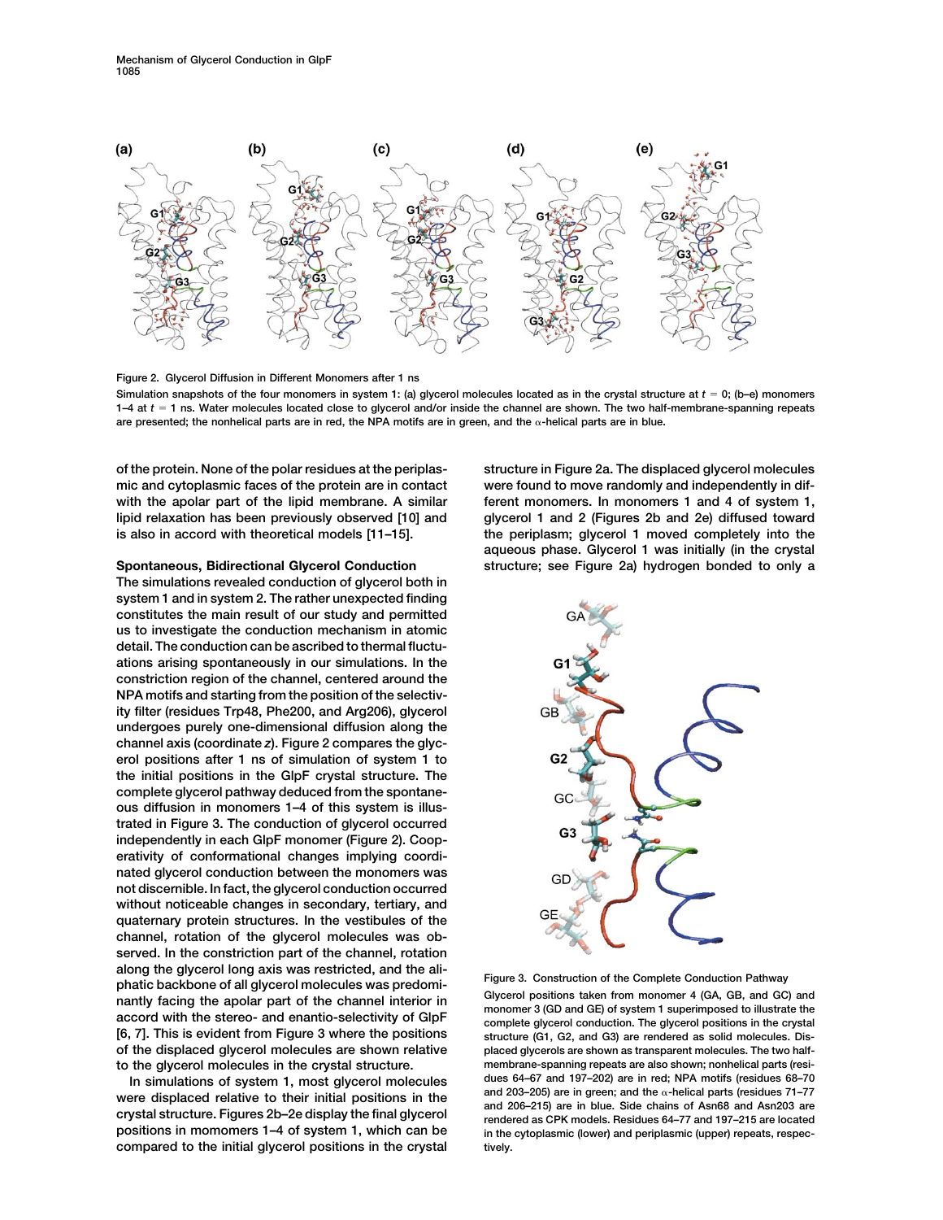Figure 2. Glycerol Diffusion in Different Monomers after 1 ns

Simulation snapshots of the four monomers in system 1: (a) glycerol molecules located as in the crystal structure at $t = 0$; (b–e) monomers 1–4 at $t = 1$ ns. Water molecules located close to glycerol and/or inside the channel are shown. The two half-membrane-spanning repeats are presented; the nonhelical parts are in red, the NPA motifs are in green, and the $\alpha$-helical parts are in blue.

of the protein. None of the polar residues at the periplasmic and cytoplasmic faces of the protein are in contact with the apolar part of the lipid membrane. A similar lipid relaxation has been previously observed [10] and is also in accord with theoretical models [11–15].

**Spontaneous, Bidirectional Glycerol Conduction**

The simulations revealed conduction of glycerol both in system 1 and in system 2. The rather unexpected finding constitutes the main result of our study and permitted us to investigate the conduction mechanism in atomic detail. The conduction can be ascribed to thermal fluctuations arising spontaneously in our simulations. In the constriction region of the channel, centered around the NPA motifs and starting from the position of the selectivity filter (residues Trp48, Phe200, and Arg206), glycerol undergoes purely one-dimensional diffusion along the channel axis (coordinate *z*). Figure 2 compares the glycerol positions after 1 ns of simulation of system 1 to the initial positions in the GlpF crystal structure. The complete glycerol pathway deduced from the spontaneous diffusion in monomers 1–4 of this system is illustrated in Figure 3. The conduction of glycerol occurred independently in each GlpF monomer (Figure 2). Cooperativity of conformational changes implying coordinated glycerol conduction between the monomers was not discernible. In fact, the glycerol conduction occurred without noticeable changes in secondary, tertiary, and quaternary protein structures. In the vestibules of the channel, rotation of the glycerol molecules was observed. In the constriction part of the channel, rotation along the glycerol long axis was restricted, and the aliphatic backbone of all glycerol molecules was predominantly facing the apolar part of the channel interior in accord with the stereo- and enantio-selectivity of GlpF [6, 7]. This is evident from Figure 3 where the positions of the displaced glycerol molecules are shown relative to the glycerol molecules in the crystal structure.

In simulations of system 1, most glycerol molecules were displaced relative to their initial positions in the crystal structure. Figures 2b–2e display the final glycerol positions in momomers 1–4 of system 1, which can be compared to the initial glycerol positions in the crystal structure in Figure 2a. The displaced glycerol molecules were found to move randomly and independently in different monomers. In monomers 1 and 4 of system 1, glycerol 1 and 2 (Figures 2b and 2e) diffused toward the periplasm; glycerol 1 moved completely into the aqueous phase. Glycerol 1 was initially (in the crystal structure; see Figure 2a) hydrogen bonded to only a

Figure 3. Construction of the Complete Conduction Pathway

Glycerol positions taken from monomer 4 (GA, GB, and GC) and monomer 3 (GD and GE) of system 1 superimposed to illustrate the complete glycerol conduction. The glycerol positions in the crystal structure (G1, G2, and G3) are rendered as solid molecules. Displaced glycerols are shown as transparent molecules. The two half-membrane-spanning repeats are also shown; nonhelical parts (residues 64–67 and 197–202) are in red; NPA motifs (residues 68–70 and 203–205) are in green; and the $\alpha$-helical parts (residues 71–77 and 206–215) are in blue. Side chains of Asn68 and Asn203 are rendered as CPK models. Residues 64–77 and 197–215 are located in the cytoplasmic (lower) and periplasmic (upper) repeats, respectively.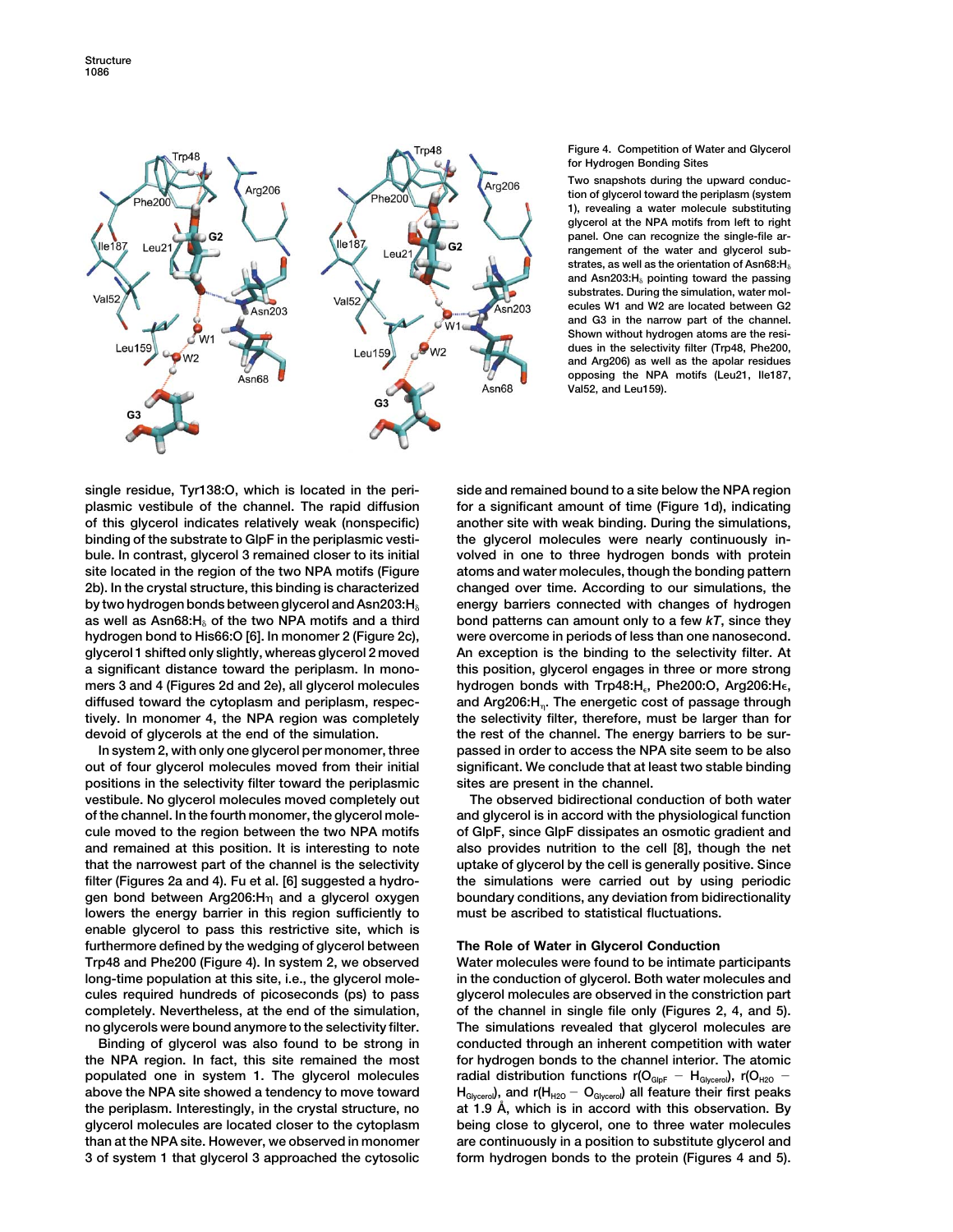Figure 4. Competition of Water and Glycerol for Hydrogen Bonding Sites

Two snapshots during the upward conduction of glycerol toward the periplasm (system 1), revealing a water molecule substituting glycerol at the NPA motifs from left to right panel. One can recognize the single-file arrangement of the water and glycerol substrates, as well as the orientation of Asn68:$H_\delta$ and Asn203:$H_\delta$ pointing toward the passing substrates. During the simulation, water molecules W1 and W2 are located between G2 and G3 in the narrow part of the channel. Shown without hydrogen atoms are the residues in the selectivity filter (Trp48, Phe200, and Arg206) as well as the apolar residues opposing the NPA motifs (Leu21, Ile187, Val52, and Leu159).

single residue, Tyr138:O, which is located in the periplasmic vestibule of the channel. The rapid diffusion of this glycerol indicates relatively weak (nonspecific) binding of the substrate to GlpF in the periplasmic vestibule. In contrast, glycerol 3 remained closer to its initial site located in the region of the two NPA motifs (Figure 2b). In the crystal structure, this binding is characterized by two hydrogen bonds between glycerol and Asn203:$H_\delta$ as well as Asn68:$H_\delta$ of the two NPA motifs and a third hydrogen bond to His66:O [6]. In monomer 2 (Figure 2c), glycerol 1 shifted only slightly, whereas glycerol 2 moved a significant distance toward the periplasm. In monomers 3 and 4 (Figures 2d and 2e), all glycerol molecules diffused toward the cytoplasm and periplasm, respectively. In monomer 4, the NPA region was completely devoid of glycerols at the end of the simulation.

In system 2, with only one glycerol per monomer, three out of four glycerol molecules moved from their initial positions in the selectivity filter toward the periplasmic vestibule. No glycerol molecules moved completely out of the channel. In the fourth monomer, the glycerol molecule moved to the region between the two NPA motifs and remained at this position. It is interesting to note that the narrowest part of the channel is the selectivity filter (Figures 2a and 4). Fu et al. [6] suggested a hydrogen bond between Arg206:$H\eta$ and a glycerol oxygen lowers the energy barrier in this region sufficiently to enable glycerol to pass this restrictive site, which is furthermore defined by the wedging of glycerol between Trp48 and Phe200 (Figure 4). In system 2, we observed long-time population at this site, i.e., the glycerol molecules required hundreds of picoseconds (ps) to pass completely. Nevertheless, at the end of the simulation, no glycerols were bound anymore to the selectivity filter.

Binding of glycerol was also found to be strong in the NPA region. In fact, this site remained the most populated one in system 1. The glycerol molecules above the NPA site showed a tendency to move toward the periplasm. Interestingly, in the crystal structure, no glycerol molecules are located closer to the cytoplasm than at the NPA site. However, we observed in monomer 3 of system 1 that glycerol 3 approached the cytosolic side and remained bound to a site below the NPA region for a significant amount of time (Figure 1d), indicating another site with weak binding. During the simulations, the glycerol molecules were nearly continuously involved in one to three hydrogen bonds with protein atoms and water molecules, though the bonding pattern changed over time. According to our simulations, the energy barriers connected with changes of hydrogen bond patterns can amount only to a few *kT*, since they were overcome in periods of less than one nanosecond. An exception is the binding to the selectivity filter. At this position, glycerol engages in three or more strong hydrogen bonds with Trp48:$H_\epsilon$, Phe200:O, Arg206:$H_\epsilon$, and Arg206:$H_\eta$. The energetic cost of passage through the selectivity filter, therefore, must be larger than for the rest of the channel. The energy barriers to be surpassed in order to access the NPA site seem to be also significant. We conclude that at least two stable binding sites are present in the channel.

The observed bidirectional conduction of both water and glycerol is in accord with the physiological function of GlpF, since GlpF dissipates an osmotic gradient and also provides nutrition to the cell [8], though the net uptake of glycerol by the cell is generally positive. Since the simulations were carried out by using periodic boundary conditions, any deviation from bidirectionality must be ascribed to statistical fluctuations.

## The Role of Water in Glycerol Conduction

Water molecules were found to be intimate participants in the conduction of glycerol. Both water molecules and glycerol molecules are observed in the constriction part of the channel in single file only (Figures 2, 4, and 5). The simulations revealed that glycerol molecules are conducted through an inherent competition with water for hydrogen bonds to the channel interior. The atomic radial distribution functions $r(O_{GlpF} - H_{Glycerol})$, $r(O_{H2O} - H_{Glycerol})$, and $r(H_{H2O} - O_{Glycerol})$ all feature their first peaks at 1.9 Å, which is in accord with this observation. By being close to glycerol, one to three water molecules are continuously in a position to substitute glycerol and form hydrogen bonds to the protein (Figures 4 and 5).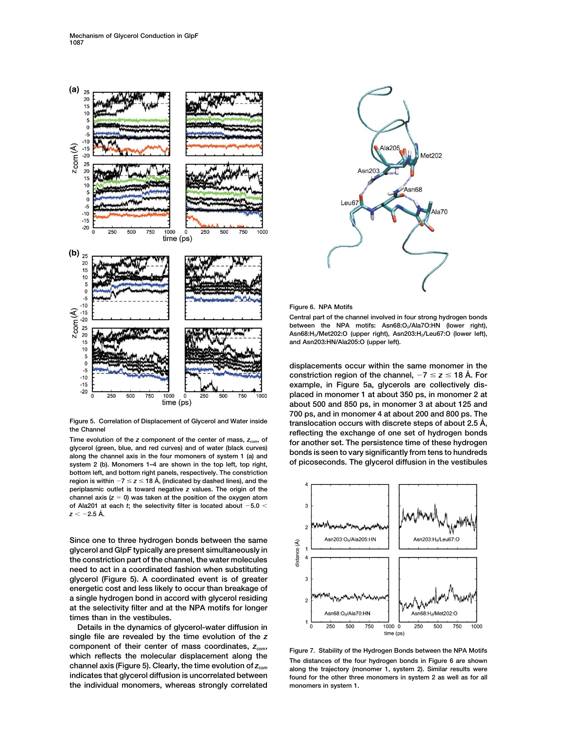Figure 5. Correlation of Displacement of Glycerol and Water inside the Channel

Time evolution of the $z$ component of the center of mass, $z_{com}$, of glycerol (green, blue, and red curves) and of water (black curves) along the channel axis in the four momoners of system 1 (a) and system 2 (b). Monomers 1–4 are shown in the top left, top right, bottom left, and bottom right panels, respectively. The constriction region is within $-7 \leq z \leq 18$ Å, (indicated by dashed lines), and the periplasmic outlet is toward negative $z$ values. The origin of the channel axis ($z = 0$) was taken at the position of the oxygen atom of Ala201 at each $t$; the selectivity filter is located about $-5.0 < z < -2.5$ Å.

Since one to three hydrogen bonds between the same glycerol and GlpF typically are present simultaneously in the constriction part of the channel, the water molecules need to act in a coordinated fashion when substituting glycerol (Figure 5). A coordinated event is of greater energetic cost and less likely to occur than breakage of a single hydrogen bond in accord with glycerol residing at the selectivity filter and at the NPA motifs for longer times than in the vestibules.

Details in the dynamics of glycerol-water diffusion in single file are revealed by the time evolution of the $z$ component of their center of mass coordinates, $z_{com}$, which reflects the molecular displacement along the channel axis (Figure 5). Clearly, the time evolution of $z_{com}$ indicates that glycerol diffusion is uncorrelated between the individual monomers, whereas strongly correlated displacements occur within the same monomer in the constriction region of the channel, $-7 \leq z \leq 18$ Å. For example, in Figure 5a, glycerols are collectively displaced in monomer 1 at about 350 ps, in monomer 2 at about 500 and 850 ps, in monomer 3 at about 125 and 700 ps, and in monomer 4 at about 200 and 800 ps. The translocation occurs with discrete steps of about 2.5 Å, reflecting the exchange of one set of hydrogen bonds for another set. The persistence time of these hydrogen bonds is seen to vary significantly from tens to hundreds of picoseconds. The glycerol diffusion in the vestibules

Figure 6. NPA Motifs

Central part of the channel involved in four strong hydrogen bonds between the NPA motifs: Asn68:$O_\delta$/Ala70:HN (lower right), Asn68:$H_\delta$/Met202:O (upper right), Asn203:$H_\delta$/Leu67:O (lower left), and Asn203:HN/Ala205:O (upper left).

Figure 7. Stability of the Hydrogen Bonds between the NPA Motifs

The distances of the four hydrogen bonds in Figure 6 are shown along the trajectory (monomer 1, system 2). Similar results were found for the other three monomers in system 2 as well as for all monomers in system 1.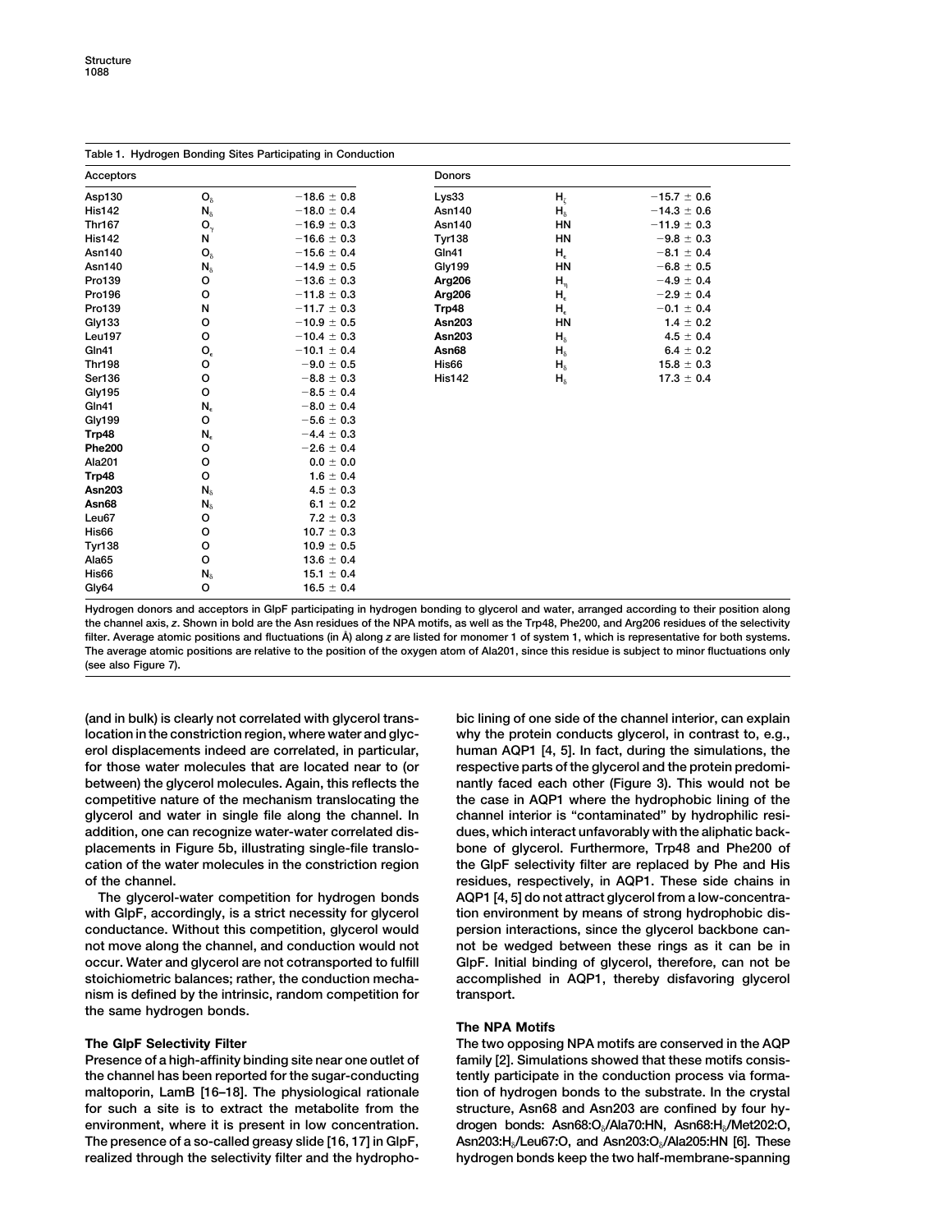**Table 1. Hydrogen Bonding Sites Participating in Conduction**

| Acceptors | | | Donors | | |
|---|---|---|---|---|---|
| Asp130 | $O_\delta$ | −18.6 ± 0.8 | Lys33 | $H_\zeta$ | −15.7 ± 0.6 |
| His142 | $N_\delta$ | −18.0 ± 0.4 | Asn140 | $H_\delta$ | −14.3 ± 0.6 |
| Thr167 | $O_\gamma$ | −16.9 ± 0.3 | Asn140 | HN | −11.9 ± 0.3 |
| His142 | N | −16.6 ± 0.3 | Tyr138 | HN | −9.8 ± 0.3 |
| Asn140 | $O_\delta$ | −15.6 ± 0.4 | Gln41 | $H_\epsilon$ | −8.1 ± 0.4 |
| Asn140 | $N_\delta$ | −14.9 ± 0.5 | Gly199 | HN | −6.8 ± 0.5 |
| Pro139 | O | −13.6 ± 0.3 | **Arg206** | $H_\eta$ | −4.9 ± 0.4 |
| Pro196 | O | −11.8 ± 0.3 | **Arg206** | $H_\epsilon$ | −2.9 ± 0.4 |
| Pro139 | N | −11.7 ± 0.3 | **Trp48** | $H_\epsilon$ | −0.1 ± 0.4 |
| Gly133 | O | −10.9 ± 0.5 | **Asn203** | HN | 1.4 ± 0.2 |
| Leu197 | O | −10.4 ± 0.3 | **Asn203** | $H_\delta$ | 4.5 ± 0.4 |
| Gln41 | $O_\epsilon$ | −10.1 ± 0.4 | **Asn68** | $H_\delta$ | 6.4 ± 0.2 |
| Thr198 | O | −9.0 ± 0.5 | His66 | $H_\delta$ | 15.8 ± 0.3 |
| Ser136 | O | −8.8 ± 0.3 | His142 | $H_\delta$ | 17.3 ± 0.4 |
| Gly195 | O | −8.5 ± 0.4 | | | |
| Gln41 | $N_\epsilon$ | −8.0 ± 0.4 | | | |
| Gly199 | O | −5.6 ± 0.3 | | | |
| **Trp48** | $N_\epsilon$ | −4.4 ± 0.3 | | | |
| **Phe200** | O | −2.6 ± 0.4 | | | |
| Ala201 | O | 0.0 ± 0.0 | | | |
| **Trp48** | O | 1.6 ± 0.4 | | | |
| **Asn203** | $N_\delta$ | 4.5 ± 0.3 | | | |
| **Asn68** | $N_\delta$ | 6.1 ± 0.2 | | | |
| Leu67 | O | 7.2 ± 0.3 | | | |
| His66 | O | 10.7 ± 0.3 | | | |
| Tyr138 | O | 10.9 ± 0.5 | | | |
| Ala65 | O | 13.6 ± 0.4 | | | |
| His66 | $N_\delta$ | 15.1 ± 0.4 | | | |
| Gly64 | O | 16.5 ± 0.4 | | | |

Hydrogen donors and acceptors in GlpF participating in hydrogen bonding to glycerol and water, arranged according to their position along the channel axis, *z*. Shown in bold are the Asn residues of the NPA motifs, as well as the Trp48, Phe200, and Arg206 residues of the selectivity filter. Average atomic positions and fluctuations (in Å) along *z* are listed for monomer 1 of system 1, which is representative for both systems. The average atomic positions are relative to the position of the oxygen atom of Ala201, since this residue is subject to minor fluctuations only (see also Figure 7).

(and in bulk) is clearly not correlated with glycerol translocation in the constriction region, where water and glycerol displacements indeed are correlated, in particular, for those water molecules that are located near to (or between) the glycerol molecules. Again, this reflects the competitive nature of the mechanism translocating the glycerol and water in single file along the channel. In addition, one can recognize water-water correlated displacements in Figure 5b, illustrating single-file translocation of the water molecules in the constriction region of the channel.

The glycerol-water competition for hydrogen bonds with GlpF, accordingly, is a strict necessity for glycerol conductance. Without this competition, glycerol would not move along the channel, and conduction would not occur. Water and glycerol are not cotransported to fulfill stoichiometric balances; rather, the conduction mechanism is defined by the intrinsic, random competition for the same hydrogen bonds.

## The GlpF Selectivity Filter

Presence of a high-affinity binding site near one outlet of the channel has been reported for the sugar-conducting maltoporin, LamB [16–18]. The physiological rationale for such a site is to extract the metabolite from the environment, where it is present in low concentration. The presence of a so-called greasy slide [16, 17] in GlpF, realized through the selectivity filter and the hydrophobic lining of one side of the channel interior, can explain why the protein conducts glycerol, in contrast to, e.g., human AQP1 [4, 5]. In fact, during the simulations, the respective parts of the glycerol and the protein predominantly faced each other (Figure 3). This would not be the case in AQP1 where the hydrophobic lining of the channel interior is "contaminated" by hydrophilic residues, which interact unfavorably with the aliphatic backbone of glycerol. Furthermore, Trp48 and Phe200 of the GlpF selectivity filter are replaced by Phe and His residues, respectively, in AQP1. These side chains in AQP1 [4, 5] do not attract glycerol from a low-concentration environment by means of strong hydrophobic dispersion interactions, since the glycerol backbone cannot be wedged between these rings as it can be in GlpF. Initial binding of glycerol, therefore, can not be accomplished in AQP1, thereby disfavoring glycerol transport.

## The NPA Motifs

The two opposing NPA motifs are conserved in the AQP family [2]. Simulations showed that these motifs consistently participate in the conduction process via formation of hydrogen bonds to the substrate. In the crystal structure, Asn68 and Asn203 are confined by four hydrogen bonds: Asn68:$O_\delta$/Ala70:HN, Asn68:$H_\delta$/Met202:O, Asn203:$H_\delta$/Leu67:O, and Asn203:$O_\delta$/Ala205:HN [6]. These hydrogen bonds keep the two half-membrane-spanning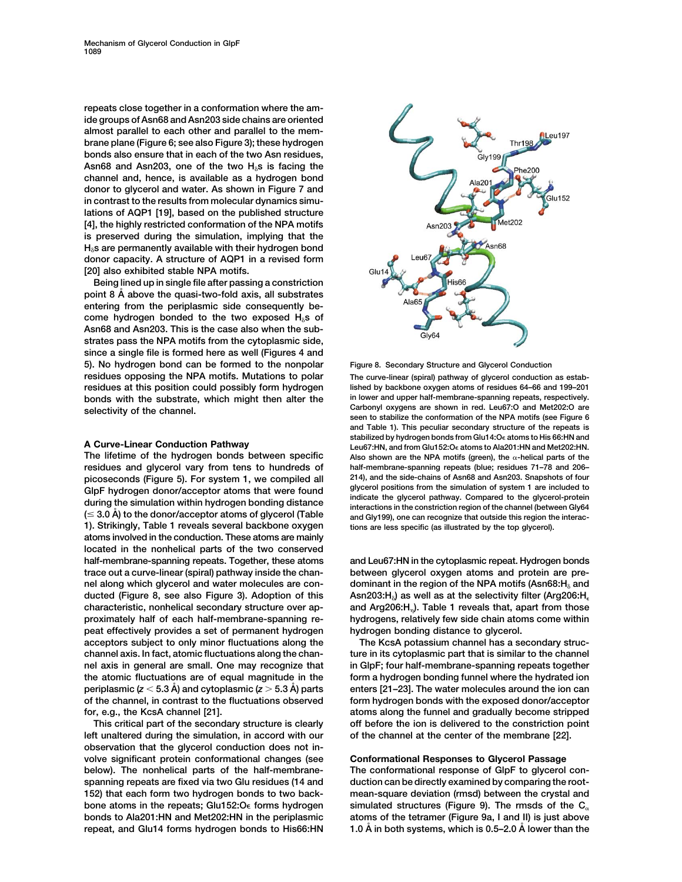repeats close together in a conformation where the amide groups of Asn68 and Asn203 side chains are oriented almost parallel to each other and parallel to the membrane plane (Figure 6; see also Figure 3); these hydrogen bonds also ensure that in each of the two Asn residues, Asn68 and Asn203, one of the two $H_\delta$s is facing the channel and, hence, is available as a hydrogen bond donor to glycerol and water. As shown in Figure 7 and in contrast to the results from molecular dynamics simulations of AQP1 [19], based on the published structure [4], the highly restricted conformation of the NPA motifs is preserved during the simulation, implying that the $H_\delta$s are permanently available with their hydrogen bond donor capacity. A structure of AQP1 in a revised form [20] also exhibited stable NPA motifs.

Being lined up in single file after passing a constriction point 8 Å above the quasi-two-fold axis, all substrates entering from the periplasmic side consequently become hydrogen bonded to the two exposed $H_\delta$s of Asn68 and Asn203. This is the case also when the substrates pass the NPA motifs from the cytoplasmic side, since a single file is formed here as well (Figures 4 and 5). No hydrogen bond can be formed to the nonpolar residues opposing the NPA motifs. Mutations to polar residues at this position could possibly form hydrogen bonds with the substrate, which might then alter the selectivity of the channel.

## A Curve-Linear Conduction Pathway

The lifetime of the hydrogen bonds between specific residues and glycerol vary from tens to hundreds of picoseconds (Figure 5). For system 1, we compiled all GlpF hydrogen donor/acceptor atoms that were found during the simulation within hydrogen bonding distance (≤ 3.0 Å) to the donor/acceptor atoms of glycerol (Table 1). Strikingly, Table 1 reveals several backbone oxygen atoms involved in the conduction. These atoms are mainly located in the nonhelical parts of the two conserved half-membrane-spanning repeats. Together, these atoms trace out a curve-linear (spiral) pathway inside the channel along which glycerol and water molecules are conducted (Figure 8, see also Figure 3). Adoption of this characteristic, nonhelical secondary structure over approximately half of each half-membrane-spanning repeat effectively provides a set of permanent hydrogen acceptors subject to only minor fluctuations along the channel axis. In fact, atomic fluctuations along the channel axis in general are small. One may recognize that the atomic fluctuations are of equal magnitude in the periplasmic ($z < 5.3$ Å) and cytoplasmic ($z > 5.3$ Å) parts of the channel, in contrast to the fluctuations observed for, e.g., the KcsA channel [21].

This critical part of the secondary structure is clearly left unaltered during the simulation, in accord with our observation that the glycerol conduction does not involve significant protein conformational changes (see below). The nonhelical parts of the half-membrane-spanning repeats are fixed via two Glu residues (14 and 152) that each form two hydrogen bonds to two backbone atoms in the repeats; Glu152:O$\epsilon$ forms hydrogen bonds to Ala201:HN and Met202:HN in the periplasmic repeat, and Glu14 forms hydrogen bonds to His66:HN and Leu67:HN in the cytoplasmic repeat. Hydrogen bonds between glycerol oxygen atoms and protein are predominant in the region of the NPA motifs (Asn68:$H_\delta$ and Asn203:$H_\delta$) as well as at the selectivity filter (Arg206:$H_\epsilon$ and Arg206:$H_\eta$). Table 1 reveals that, apart from those hydrogens, relatively few side chain atoms come within hydrogen bonding distance to glycerol.

The KcsA potassium channel has a secondary structure in its cytoplasmic part that is similar to the channel in GlpF; four half-membrane-spanning repeats together form a hydrogen bonding funnel where the hydrated ion enters [21–23]. The water molecules around the ion can form hydrogen bonds with the exposed donor/acceptor atoms along the funnel and gradually become stripped off before the ion is delivered to the constriction point of the channel at the center of the membrane [22].

Figure 8. Secondary Structure and Glycerol Conduction

The curve-linear (spiral) pathway of glycerol conduction as established by backbone oxygen atoms of residues 64–66 and 199–201 in lower and upper half-membrane-spanning repeats, respectively. Carbonyl oxygens are shown in red. Leu67:O and Met202:O are seen to stabilize the conformation of the NPA motifs (see Figure 6 and Table 1). This peculiar secondary structure of the repeats is stabilized by hydrogen bonds from Glu14:O$\epsilon$ atoms to His 66:HN and Leu67:HN, and from Glu152:O$\epsilon$ atoms to Ala201:HN and Met202:HN. Also shown are the NPA motifs (green), the α-helical parts of the half-membrane-spanning repeats (blue; residues 71–78 and 206–214), and the side-chains of Asn68 and Asn203. Snapshots of four glycerol positions from the simulation of system 1 are included to indicate the glycerol pathway. Compared to the glycerol-protein interactions in the constriction region of the channel (between Gly64 and Gly199), one can recognize that outside this region the interactions are less specific (as illustrated by the top glycerol).

## Conformational Responses to Glycerol Passage

The conformational response of GlpF to glycerol conduction can be directly examined by comparing the root-mean-square deviation (rmsd) between the crystal and simulated structures (Figure 9). The rmsds of the $C_\alpha$ atoms of the tetramer (Figure 9a, I and II) is just above 1.0 Å in both systems, which is 0.5–2.0 Å lower than the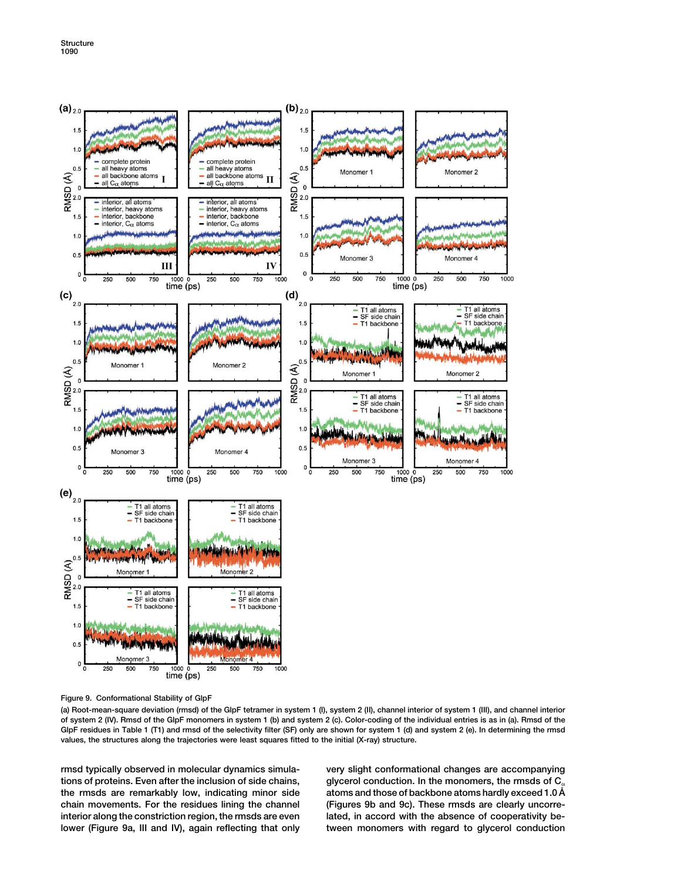Figure 9. Conformational Stability of GlpF

(a) Root-mean-square deviation (rmsd) of the GlpF tetramer in system 1 (I), system 2 (II), channel interior of system 1 (III), and channel interior of system 2 (IV). Rmsd of the GlpF monomers in system 1 (b) and system 2 (c). Color-coding of the individual entries is as in (a). Rmsd of the GlpF residues in Table 1 (T1) and rmsd of the selectivity filter (SF) only are shown for system 1 (d) and system 2 (e). In determining the rmsd values, the structures along the trajectories were least squares fitted to the initial (X-ray) structure.

rmsd typically observed in molecular dynamics simulations of proteins. Even after the inclusion of side chains, the rmsds are remarkably low, indicating minor side chain movements. For the residues lining the channel interior along the constriction region, the rmsds are even lower (Figure 9a, III and IV), again reflecting that only very slight conformational changes are accompanying glycerol conduction. In the monomers, the rmsds of $C_\alpha$ atoms and those of backbone atoms hardly exceed 1.0 Å (Figures 9b and 9c). These rmsds are clearly uncorrelated, in accord with the absence of cooperativity between monomers with regard to glycerol conduction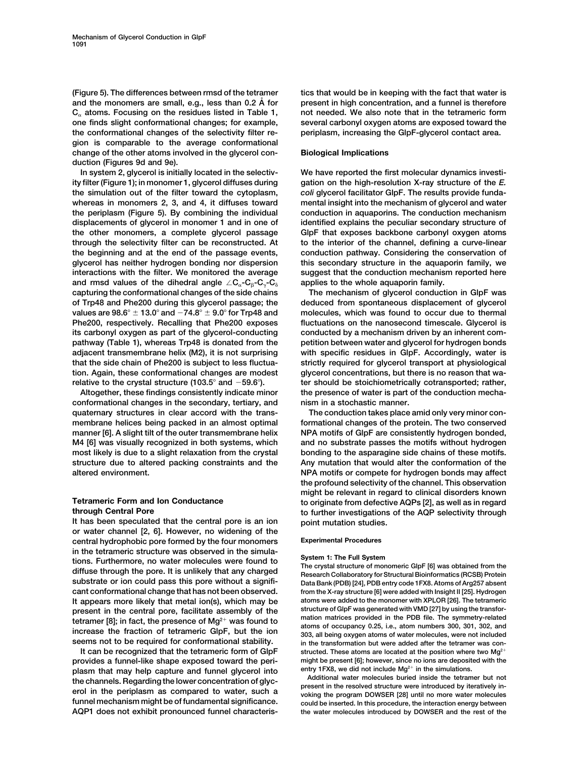(Figure 5). The differences between rmsd of the tetramer and the monomers are small, e.g., less than 0.2 Å for $C_\alpha$ atoms. Focusing on the residues listed in Table 1, one finds slight conformational changes; for example, the conformational changes of the selectivity filter region is comparable to the average conformational change of the other atoms involved in the glycerol conduction (Figures 9d and 9e).

In system 2, glycerol is initially located in the selectivity filter (Figure 1); in monomer 1, glycerol diffuses during the simulation out of the filter toward the cytoplasm, whereas in monomers 2, 3, and 4, it diffuses toward the periplasm (Figure 5). By combining the individual displacements of glycerol in monomer 1 and in one of the other monomers, a complete glycerol passage through the selectivity filter can be reconstructed. At the beginning and at the end of the passage events, glycerol has neither hydrogen bonding nor dispersion interactions with the filter. We monitored the average and rmsd values of the dihedral angle $\angle C_\alpha$-$C_\beta$-$C_\gamma$-$C_\delta$ capturing the conformational changes of the side chains of Trp48 and Phe200 during this glycerol passage; the values are $98.6° \pm 13.0°$ and $-74.8° \pm 9.0°$ for Trp48 and Phe200, respectively. Recalling that Phe200 exposes its carbonyl oxygen as part of the glycerol-conducting pathway (Table 1), whereas Trp48 is donated from the adjacent transmembrane helix (M2), it is not surprising that the side chain of Phe200 is subject to less fluctuation. Again, these conformational changes are modest relative to the crystal structure (103.5° and −59.6°).

Altogether, these findings consistently indicate minor conformational changes in the secondary, tertiary, and quaternary structures in clear accord with the transmembrane helices being packed in an almost optimal manner [6]. A slight tilt of the outer transmembrane helix M4 [6] was visually recognized in both systems, which most likely is due to a slight relaxation from the crystal structure due to altered packing constraints and the altered environment.

## Tetrameric Form and Ion Conductance through Central Pore

It has been speculated that the central pore is an ion or water channel [2, 6]. However, no widening of the central hydrophobic pore formed by the four monomers in the tetrameric structure was observed in the simulations. Furthermore, no water molecules were found to diffuse through the pore. It is unlikely that any charged substrate or ion could pass this pore without a significant conformational change that has not been observed. It appears more likely that metal ion(s), which may be present in the central pore, facilitate assembly of the tetramer [8]; in fact, the presence of $Mg^{2+}$ was found to increase the fraction of tetrameric GlpF, but the ion seems not to be required for conformational stability.

It can be recognized that the tetrameric form of GlpF provides a funnel-like shape exposed toward the periplasm that may help capture and funnel glycerol into the channels. Regarding the lower concentration of glycerol in the periplasm as compared to water, such a funnel mechanism might be of fundamental significance. AQP1 does not exhibit pronounced funnel characteristics that would be in keeping with the fact that water is present in high concentration, and a funnel is therefore not needed. We also note that in the tetrameric form several carbonyl oxygen atoms are exposed toward the periplasm, increasing the GlpF-glycerol contact area.

## Biological Implications

We have reported the first molecular dynamics investigation on the high-resolution X-ray structure of the *E. coli* glycerol facilitator GlpF. The results provide fundamental insight into the mechanism of glycerol and water conduction in aquaporins. The conduction mechanism identified explains the peculiar secondary structure of GlpF that exposes backbone carbonyl oxygen atoms to the interior of the channel, defining a curve-linear conduction pathway. Considering the conservation of this secondary structure in the aquaporin family, we suggest that the conduction mechanism reported here applies to the whole aquaporin family.

The mechanism of glycerol conduction in GlpF was deduced from spontaneous displacement of glycerol molecules, which was found to occur due to thermal fluctuations on the nanosecond timescale. Glycerol is conducted by a mechanism driven by an inherent competition between water and glycerol for hydrogen bonds with specific residues in GlpF. Accordingly, water is strictly required for glycerol transport at physiological glycerol concentrations, but there is no reason that water should be stoichiometrically cotransported; rather, the presence of water is part of the conduction mechanism in a stochastic manner.

The conduction takes place amid only very minor conformational changes of the protein. The two conserved NPA motifs of GlpF are consistently hydrogen bonded, and no substrate passes the motifs without hydrogen bonding to the asparagine side chains of these motifs. Any mutation that would alter the conformation of the NPA motifs or compete for hydrogen bonds may affect the profound selectivity of the channel. This observation might be relevant in regard to clinical disorders known to originate from defective AQPs [2], as well as in regard to further investigations of the AQP selectivity through point mutation studies.

## Experimental Procedures

### System 1: The Full System

The crystal structure of monomeric GlpF [6] was obtained from the Research Collaboratory for Structural Bioinformatics (RCSB) Protein Data Bank (PDB) [24], PDB entry code 1FX8. Atoms of Arg257 absent from the X-ray structure [6] were added with Insight II [25]. Hydrogen atoms were added to the monomer with XPLOR [26]. The tetrameric structure of GlpF was generated with VMD [27] by using the transformation matrices provided in the PDB file. The symmetry-related atoms of occupancy 0.25, i.e., atom numbers 300, 301, 302, and 303, all being oxygen atoms of water molecules, were not included in the transformation but were added after the tetramer was constructed. These atoms are located at the position where two $Mg^{2+}$ might be present [6]; however, since no ions are deposited with the entry 1FX8, we did not include $Mg^{2+}$ in the simulations.

Additional water molecules buried inside the tetramer but not present in the resolved structure were introduced by iteratively invoking the program DOWSER [28] until no more water molecules could be inserted. In this procedure, the interaction energy between the water molecules introduced by DOWSER and the rest of the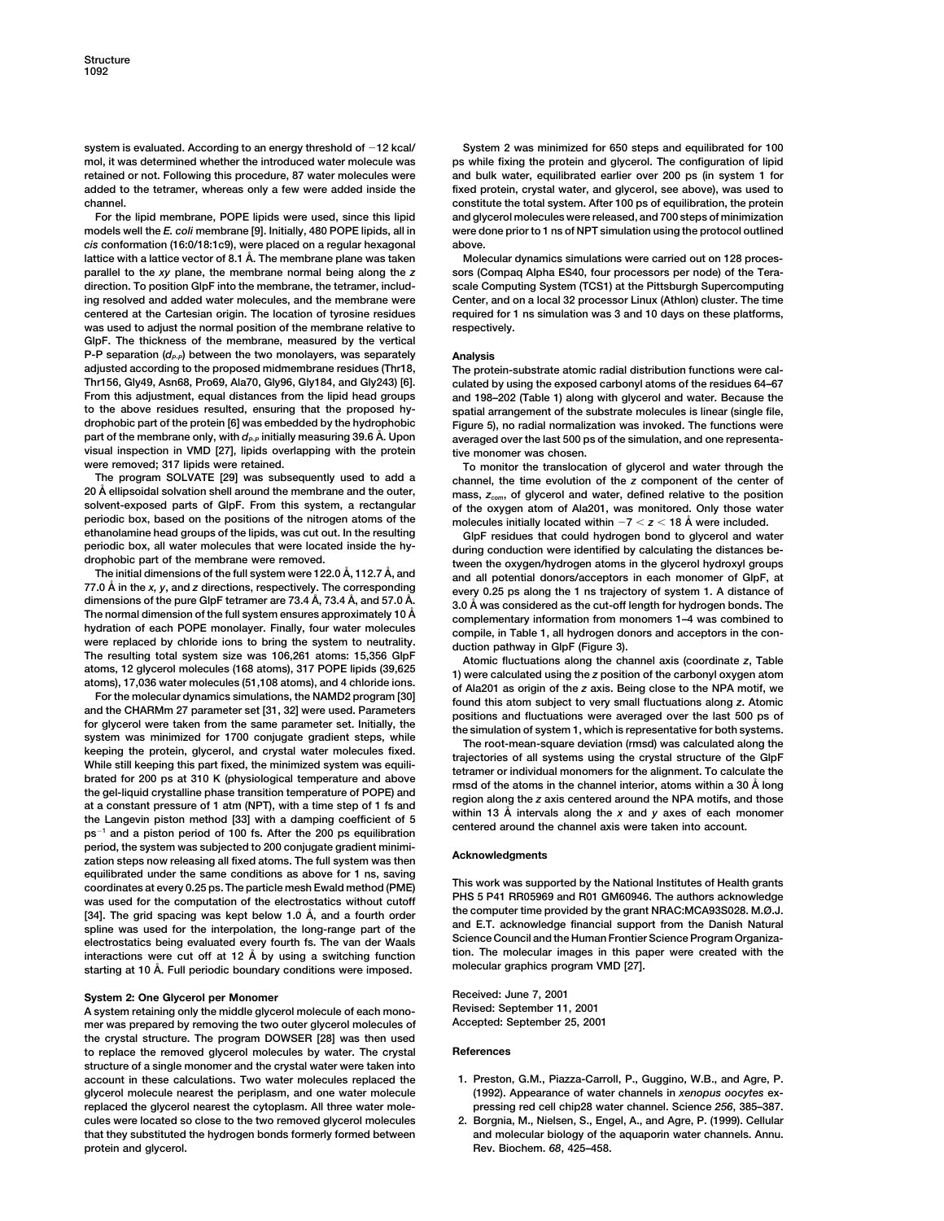system is evaluated. According to an energy threshold of −12 kcal/mol, it was determined whether the introduced water molecule was retained or not. Following this procedure, 87 water molecules were added to the tetramer, whereas only a few were added inside the channel.

For the lipid membrane, POPE lipids were used, since this lipid models well the *E. coli* membrane [9]. Initially, 480 POPE lipids, all in *cis* conformation (16:0/18:1c9), were placed on a regular hexagonal lattice with a lattice vector of 8.1 Å. The membrane plane was taken parallel to the *xy* plane, the membrane normal being along the *z* direction. To position GlpF into the membrane, the tetramer, including resolved and added water molecules, and the membrane were centered at the Cartesian origin. The location of tyrosine residues was used to adjust the normal position of the membrane relative to GlpF. The thickness of the membrane, measured by the vertical P-P separation ($d_{P-P}$) between the two monolayers, was separately adjusted according to the proposed midmembrane residues (Thr18, Thr156, Gly49, Asn68, Pro69, Ala70, Gly96, Gly184, and Gly243) [6]. From this adjustment, equal distances from the lipid head groups to the above residues resulted, ensuring that the proposed hydrophobic part of the protein [6] was embedded by the hydrophobic part of the membrane only, with $d_{P-P}$ initially measuring 39.6 Å. Upon visual inspection in VMD [27], lipids overlapping with the protein were removed; 317 lipids were retained.

The program SOLVATE [29] was subsequently used to add a 20 Å ellipsoidal solvation shell around the membrane and the outer, solvent-exposed parts of GlpF. From this system, a rectangular periodic box, based on the positions of the nitrogen atoms of the ethanolamine head groups of the lipids, was cut out. In the resulting periodic box, all water molecules that were located inside the hydrophobic part of the membrane were removed.

The initial dimensions of the full system were 122.0 Å, 112.7 Å, and 77.0 Å in the *x*, *y*, and *z* directions, respectively. The corresponding dimensions of the pure GlpF tetramer are 73.4 Å, 73.4 Å, and 57.0 Å. The normal dimension of the full system ensures approximately 10 Å hydration of each POPE monolayer. Finally, four water molecules were replaced by chloride ions to bring the system to neutrality. The resulting total system size was 106,261 atoms: 15,356 GlpF atoms, 12 glycerol molecules (168 atoms), 317 POPE lipids (39,625 atoms), 17,036 water molecules (51,108 atoms), and 4 chloride ions.

For the molecular dynamics simulations, the NAMD2 program [30] and the CHARMm 27 parameter set [31, 32] were used. Parameters for glycerol were taken from the same parameter set. Initially, the system was minimized for 1700 conjugate gradient steps, while keeping the protein, glycerol, and crystal water molecules fixed. While still keeping this part fixed, the minimized system was equilibrated for 200 ps at 310 K (physiological temperature and above the gel-liquid crystalline phase transition temperature of POPE) and at a constant pressure of 1 atm (NPT), with a time step of 1 fs and the Langevin piston method [33] with a damping coefficient of 5 $ps^{-1}$ and a piston period of 100 fs. After the 200 ps equilibration period, the system was subjected to 200 conjugate gradient minimization steps now releasing all fixed atoms. The full system was then equilibrated under the same conditions as above for 1 ns, saving coordinates at every 0.25 ps. The particle mesh Ewald method (PME) was used for the computation of the electrostatics without cutoff [34]. The grid spacing was kept below 1.0 Å, and a fourth order spline was used for the interpolation, the long-range part of the electrostatics being evaluated every fourth fs. The van der Waals interactions were cut off at 12 Å by using a switching function starting at 10 Å. Full periodic boundary conditions were imposed.

### System 2: One Glycerol per Monomer

A system retaining only the middle glycerol molecule of each monomer was prepared by removing the two outer glycerol molecules of the crystal structure. The program DOWSER [28] was then used to replace the removed glycerol molecules by water. The crystal structure of a single monomer and the crystal water were taken into account in these calculations. Two water molecules replaced the glycerol molecule nearest the periplasm, and one water molecule replaced the glycerol nearest the cytoplasm. All three water molecules were located so close to the two removed glycerol molecules that they substituted the hydrogen bonds formerly formed between protein and glycerol.

System 2 was minimized for 650 steps and equilibrated for 100 ps while fixing the protein and glycerol. The configuration of lipid and bulk water, equilibrated earlier over 200 ps (in system 1 for fixed protein, crystal water, and glycerol, see above), was used to constitute the total system. After 100 ps of equilibration, the protein and glycerol molecules were released, and 700 steps of minimization were done prior to 1 ns of NPT simulation using the protocol outlined above.

Molecular dynamics simulations were carried out on 128 processors (Compaq Alpha ES40, four processors per node) of the Terascale Computing System (TCS1) at the Pittsburgh Supercomputing Center, and on a local 32 processor Linux (Athlon) cluster. The time required for 1 ns simulation was 3 and 10 days on these platforms, respectively.

## Analysis

The protein-substrate atomic radial distribution functions were calculated by using the exposed carbonyl atoms of the residues 64–67 and 198–202 (Table 1) along with glycerol and water. Because the spatial arrangement of the substrate molecules is linear (single file, Figure 5), no radial normalization was invoked. The functions were averaged over the last 500 ps of the simulation, and one representative monomer was chosen.

To monitor the translocation of glycerol and water through the channel, the time evolution of the *z* component of the center of mass, $z_{com}$, of glycerol and water, defined relative to the position of the oxygen atom of Ala201, was monitored. Only those water molecules initially located within $-7 < z < 18$ Å were included.

GlpF residues that could hydrogen bond to glycerol and water during conduction were identified by calculating the distances between the oxygen/hydrogen atoms in the glycerol hydroxyl groups and all potential donors/acceptors in each monomer of GlpF, at every 0.25 ps along the 1 ns trajectory of system 1. A distance of 3.0 Å was considered as the cut-off length for hydrogen bonds. The complementary information from monomers 1–4 was combined to compile, in Table 1, all hydrogen donors and acceptors in the conduction pathway in GlpF (Figure 3).

Atomic fluctuations along the channel axis (coordinate *z*, Table 1) were calculated using the *z* position of the carbonyl oxygen atom of Ala201 as origin of the *z* axis. Being close to the NPA motif, we found this atom subject to very small fluctuations along *z*. Atomic positions and fluctuations were averaged over the last 500 ps of the simulation of system 1, which is representative for both systems.

The root-mean-square deviation (rmsd) was calculated along the trajectories of all systems using the crystal structure of the GlpF tetramer or individual monomers for the alignment. To calculate the rmsd of the atoms in the channel interior, atoms within a 30 Å long region along the *z* axis centered around the NPA motifs, and those within 13 Å intervals along the *x* and *y* axes of each monomer centered around the channel axis were taken into account.

## Acknowledgments

This work was supported by the National Institutes of Health grants PHS 5 P41 RR05969 and R01 GM60946. The authors acknowledge the computer time provided by the grant NRAC:MCA93S028. M.Ø.J. and E.T. acknowledge financial support from the Danish Natural Science Council and the Human Frontier Science Program Organization. The molecular images in this paper were created with the molecular graphics program VMD [27].

Received: June 7, 2001
Revised: September 11, 2001
Accepted: September 25, 2001

## References

1. Preston, G.M., Piazza-Carroll, P., Guggino, W.B., and Agre, P. (1992). Appearance of water channels in *xenopus oocytes* expressing red cell chip28 water channel. Science *256*, 385–387.
2. Borgnia, M., Nielsen, S., Engel, A., and Agre, P. (1999). Cellular and molecular biology of the aquaporin water channels. Annu. Rev. Biochem. *68*, 425–458.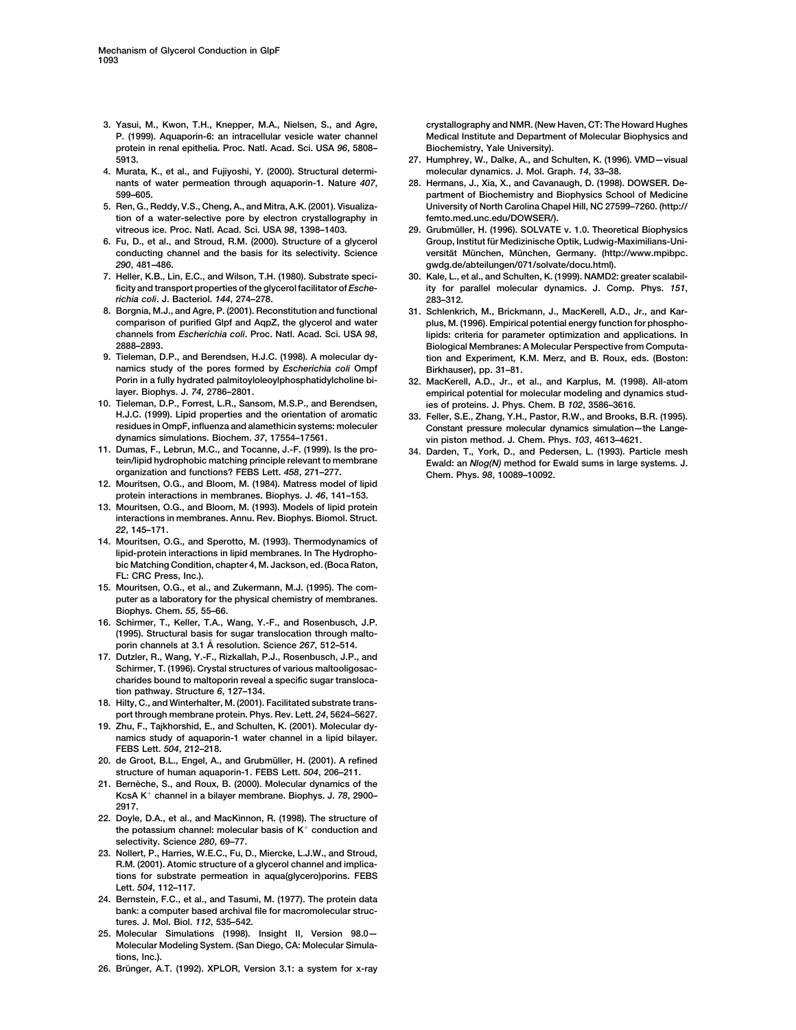3. Yasui, M., Kwon, T.H., Knepper, M.A., Nielsen, S., and Agre, P. (1999). Aquaporin-6: an intracellular vesicle water channel protein in renal epithelia. Proc. Natl. Acad. Sci. USA *96*, 5808–5913.
4. Murata, K., et al., and Fujiyoshi, Y. (2000). Structural determinants of water permeation through aquaporin-1. Nature *407*, 599–605.
5. Ren, G., Reddy, V.S., Cheng, A., and Mitra, A.K. (2001). Visualization of a water-selective pore by electron crystallography in vitreous ice. Proc. Natl. Acad. Sci. USA *98*, 1398–1403.
6. Fu, D., et al., and Stroud, R.M. (2000). Structure of a glycerol conducting channel and the basis for its selectivity. Science *290*, 481–486.
7. Heller, K.B., Lin, E.C., and Wilson, T.H. (1980). Substrate specificity and transport properties of the glycerol facilitator of *Escherichia coli*. J. Bacteriol. *144*, 274–278.
8. Borgnia, M.J., and Agre, P. (2001). Reconstitution and functional comparison of purified GlpF and AqpZ, the glycerol and water channels from *Escherichia coli*. Proc. Natl. Acad. Sci. USA *98*, 2888–2893.
9. Tieleman, D.P., and Berendsen, H.J.C. (1998). A molecular dynamics study of the pores formed by *Escherichia coli* Ompf Porin in a fully hydrated palmitoyloleoylphosphatidylcholine bilayer. Biophys. J. *74*, 2786–2801.
10. Tieleman, D.P., Forrest, L.R., Sansom, M.S.P., and Berendsen, H.J.C. (1999). Lipid properties and the orientation of aromatic residues in OmpF, influenza and alamethicin systems: moleculer dynamics simulations. Biochem. *37*, 17554–17561.
11. Dumas, F., Lebrun, M.C., and Tocanne, J.-F. (1999). Is the protein/lipid hydrophobic matching principle relevant to membrane organization and functions? FEBS Lett. *458*, 271–277.
12. Mouritsen, O.G., and Bloom, M. (1984). Matress model of lipid protein interactions in membranes. Biophys. J. *46*, 141–153.
13. Mouritsen, O.G., and Bloom, M. (1993). Models of lipid protein interactions in membranes. Annu. Rev. Biophys. Biomol. Struct. *22*, 145–171.
14. Mouritsen, O.G., and Sperotto, M. (1993). Thermodynamics of lipid-protein interactions in lipid membranes. In The Hydrophobic Matching Condition, chapter 4, M. Jackson, ed. (Boca Raton, FL: CRC Press, Inc.).
15. Mouritsen, O.G., et al., and Zukermann, M.J. (1995). The computer as a laboratory for the physical chemistry of membranes. Biophys. Chem. *55*, 55–66.
16. Schirmer, T., Keller, T.A., Wang, Y.-F., and Rosenbusch, J.P. (1995). Structural basis for sugar translocation through maltoporin channels at 3.1 Å resolution. Science *267*, 512–514.
17. Dutzler, R., Wang, Y.-F., Rizkallah, P.J., Rosenbusch, J.P., and Schirmer, T. (1996). Crystal structures of various maltooligosaccharides bound to maltoporin reveal a specific sugar translocation pathway. Structure *6*, 127–134.
18. Hilty, C., and Winterhalter, M. (2001). Facilitated substrate transport through membrane protein. Phys. Rev. Lett. *24*, 5624–5627.
19. Zhu, F., Tajkhorshid, E., and Schulten, K. (2001). Molecular dynamics study of aquaporin-1 water channel in a lipid bilayer. FEBS Lett. *504*, 212–218.
20. de Groot, B.L., Engel, A., and Grubmüller, H. (2001). A refined structure of human aquaporin-1. FEBS Lett. *504*, 206–211.
21. Bernèche, S., and Roux, B. (2000). Molecular dynamics of the KcsA $K^+$ channel in a bilayer membrane. Biophys. J. *78*, 2900–2917.
22. Doyle, D.A., et al., and MacKinnon, R. (1998). The structure of the potassium channel: molecular basis of $K^+$ conduction and selectivity. Science *280*, 69–77.
23. Nollert, P., Harries, W.E.C., Fu, D., Miercke, L.J.W., and Stroud, R.M. (2001). Atomic structure of a glycerol channel and implications for substrate permeation in aqua(glycero)porins. FEBS Lett. *504*, 112–117.
24. Bernstein, F.C., et al., and Tasumi, M. (1977). The protein data bank: a computer based archival file for macromolecular structures. J. Mol. Biol. *112*, 535–542.
25. Molecular Simulations (1998). Insight II, Version 98.0—Molecular Modeling System. (San Diego, CA: Molecular Simulations, Inc.).
26. Brünger, A.T. (1992). XPLOR, Version 3.1: a system for x-ray crystallography and NMR. (New Haven, CT: The Howard Hughes Medical Institute and Department of Molecular Biophysics and Biochemistry, Yale University).
27. Humphrey, W., Dalke, A., and Schulten, K. (1996). VMD—visual molecular dynamics. J. Mol. Graph. *14*, 33–38.
28. Hermans, J., Xia, X., and Cavanaugh, D. (1998). DOWSER. Department of Biochemistry and Biophysics School of Medicine University of North Carolina Chapel Hill, NC 27599–7260. (http://femto.med.unc.edu/DOWSER/).
29. Grubmüller, H. (1996). SOLVATE v. 1.0. Theoretical Biophysics Group, Institut für Medizinische Optik, Ludwig-Maximilians-Universität München, München, Germany. (http://www.mpibpc.gwdg.de/abteilungen/071/solvate/docu.html).
30. Kale, L., et al., and Schulten, K. (1999). NAMD2: greater scalability for parallel molecular dynamics. J. Comp. Phys. *151*, 283–312.
31. Schlenkrich, M., Brickmann, J., MacKerell, A.D., Jr., and Karplus, M. (1996). Empirical potential energy function for phospholipids: criteria for parameter optimization and applications. In Biological Membranes: A Molecular Perspective from Computation and Experiment, K.M. Merz, and B. Roux, eds. (Boston: Birkhauser), pp. 31–81.
32. MacKerell, A.D., Jr., et al., and Karplus, M. (1998). All-atom empirical potential for molecular modeling and dynamics studies of proteins. J. Phys. Chem. B *102*, 3586–3616.
33. Feller, S.E., Zhang, Y.H., Pastor, R.W., and Brooks, B.R. (1995). Constant pressure molecular dynamics simulation—the Langevin piston method. J. Chem. Phys. *103*, 4613–4621.
34. Darden, T., York, D., and Pedersen, L. (1993). Particle mesh Ewald: an *Nlog(N)* method for Ewald sums in large systems. J. Chem. Phys. *98*, 10089–10092.